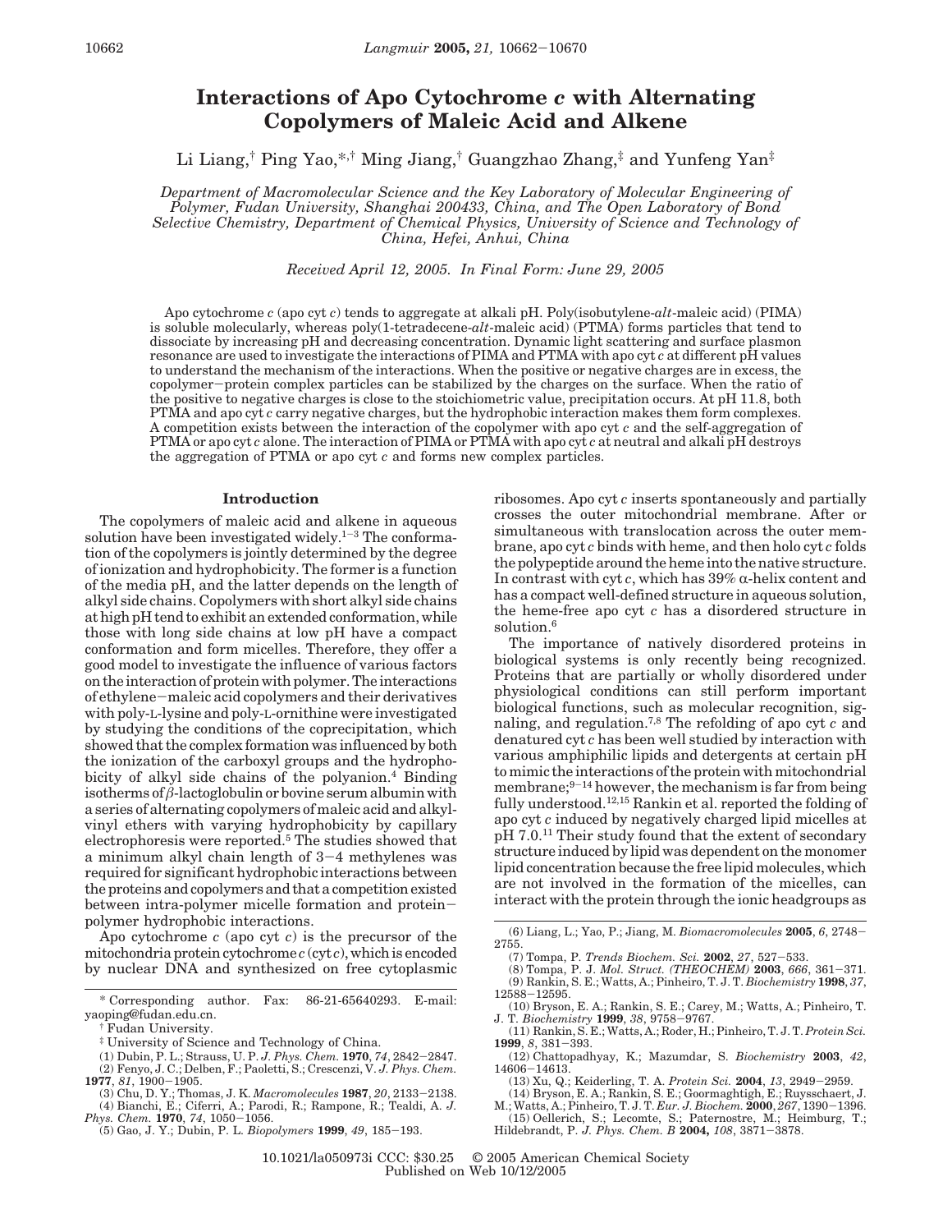# Interactions of Apo Cytochrome *c* with Alternating Copolymers of Maleic Acid and Alkene

Li Liang,[†] Ping Yao,[*,†] Ming Jiang,[†] Guangzhao Zhang,[‡] and Yunfeng Yan[‡]

*Department of Macromolecular Science and the Key Laboratory of Molecular Engineering of Polymer, Fudan University, Shanghai 200433, China, and The Open Laboratory of Bond Selective Chemistry, Department of Chemical Physics, University of Science and Technology of China, Hefei, Anhui, China*

*Received April 12, 2005. In Final Form: June 29, 2005*

Apo cytochrome *c* (apo cyt *c*) tends to aggregate at alkali pH. Poly(isobutylene-*alt*-maleic acid) (PIMA) is soluble molecularly, whereas poly(1-tetradecene-*alt*-maleic acid) (PTMA) forms particles that tend to dissociate by increasing pH and decreasing concentration. Dynamic light scattering and surface plasmon resonance are used to investigate the interactions of PIMA and PTMA with apo cyt *c* at different pH values to understand the mechanism of the interactions. When the positive or negative charges are in excess, the copolymer–protein complex particles can be stabilized by the charges on the surface. When the ratio of the positive to negative charges is close to the stoichiometric value, precipitation occurs. At pH 11.8, both PTMA and apo cyt *c* carry negative charges, but the hydrophobic interaction makes them form complexes. A competition exists between the interaction of the copolymer with apo cyt *c* and the self-aggregation of PTMA or apo cyt *c* alone. The interaction of PIMA or PTMA with apo cyt *c* at neutral and alkali pH destroys the aggregation of PTMA or apo cyt *c* and forms new complex particles.

## Introduction

The copolymers of maleic acid and alkene in aqueous solution have been investigated widely.[1–3] The conformation of the copolymers is jointly determined by the degree of ionization and hydrophobicity. The former is a function of the media pH, and the latter depends on the length of alkyl side chains. Copolymers with short alkyl side chains at high pH tend to exhibit an extended conformation, while those with long side chains at low pH have a compact conformation and form micelles. Therefore, they offer a good model to investigate the influence of various factors on the interaction of protein with polymer. The interactions of ethylene–maleic acid copolymers and their derivatives with poly-L-lysine and poly-L-ornithine were investigated by studying the conditions of the coprecipitation, which showed that the complex formation was influenced by both the ionization of the carboxyl groups and the hydrophobicity of alkyl side chains of the polyanion.[4] Binding isotherms of β-lactoglobulin or bovine serum albumin with a series of alternating copolymers of maleic acid and alkyl-vinyl ethers with varying hydrophobicity by capillary electrophoresis were reported.[5] The studies showed that a minimum alkyl chain length of 3–4 methylenes was required for significant hydrophobic interactions between the proteins and copolymers and that a competition existed between intra-polymer micelle formation and protein–polymer hydrophobic interactions.

Apo cytochrome *c* (apo cyt *c*) is the precursor of the mitochondria protein cytochrome *c* (cyt *c*), which is encoded by nuclear DNA and synthesized on free cytoplasmic ribosomes. Apo cyt *c* inserts spontaneously and partially crosses the outer mitochondrial membrane. After or simultaneous with translocation across the outer membrane, apo cyt *c* binds with heme, and then holo cyt *c* folds the polypeptide around the heme into the native structure. In contrast with cyt *c*, which has 39% α-helix content and has a compact well-defined structure in aqueous solution, the heme-free apo cyt *c* has a disordered structure in solution.[6]

The importance of natively disordered proteins in biological systems is only recently being recognized. Proteins that are partially or wholly disordered under physiological conditions can still perform important biological functions, such as molecular recognition, signaling, and regulation.[7,8] The refolding of apo cyt *c* and denatured cyt *c* has been well studied by interaction with various amphiphilic lipids and detergents at certain pH to mimic the interactions of the protein with mitochondrial membrane;[9–14] however, the mechanism is far from being fully understood.[12,15] Rankin et al. reported the folding of apo cyt *c* induced by negatively charged lipid micelles at pH 7.0.[11] Their study found that the extent of secondary structure induced by lipid was dependent on the monomer lipid concentration because the free lipid molecules, which are not involved in the formation of the micelles, can interact with the protein through the ionic headgroups as

\* Corresponding author. Fax: 86-21-65640293. E-mail: yaoping@fudan.edu.cn.

† Fudan University.

‡ University of Science and Technology of China.

(1) Dubin, P. L.; Strauss, U. P. *J. Phys. Chem.* **1970**, *74*, 2842–2847.

(2) Fenyo, J. C.; Delben, F.; Paoletti, S.; Crescenzi, V. *J. Phys. Chem.* **1977**, *81*, 1900–1905.

(3) Chu, D. Y.; Thomas, J. K. *Macromolecules* **1987**, *20*, 2133–2138.

(4) Bianchi, E.; Ciferri, A.; Parodi, R.; Rampone, R.; Tealdi, A. *J. Phys. Chem.* **1970**, *74*, 1050–1056.

(5) Gao, J. Y.; Dubin, P. L. *Biopolymers* **1999**, *49*, 185–193.

(6) Liang, L.; Yao, P.; Jiang, M. *Biomacromolecules* **2005**, *6*, 2748–2755.

(7) Tompa, P. *Trends Biochem. Sci.* **2002**, *27*, 527–533.

(8) Tompa, P. J. *Mol. Struct. (THEOCHEM)* **2003**, *666*, 361–371.

(9) Rankin, S. E.; Watts, A.; Pinheiro, T. J. T. *Biochemistry* **1998**, *37*, 12588–12595.

(10) Bryson, E. A.; Rankin, S. E.; Carey, M.; Watts, A.; Pinheiro, T. J. T. *Biochemistry* **1999**, *38*, 9758–9767.

(11) Rankin, S. E.; Watts, A.; Roder, H.; Pinheiro, T. J. T. *Protein Sci.* **1999**, *8*, 381–393.

(12) Chattopadhyay, K.; Mazumdar, S. *Biochemistry* **2003**, *42*, 14606–14613.

(13) Xu, Q.; Keiderling, T. A. *Protein Sci.* **2004**, *13*, 2949–2959.

(14) Bryson, E. A.; Rankin, S. E.; Goormaghtigh, E.; Ruysschaert, J. M.; Watts, A.; Pinheiro, T. J. T. *Eur. J. Biochem.* **2000**, *267*, 1390–1396.

(15) Oellerich, S.; Lecomte, S.; Paternostre, M.; Heimburg, T.; Hildebrandt, P. *J. Phys. Chem. B* **2004**, *108*, 3871–3878.

10.1021/la050973i CCC: $30.25 © 2005 American Chemical Society
Published on Web 10/12/2005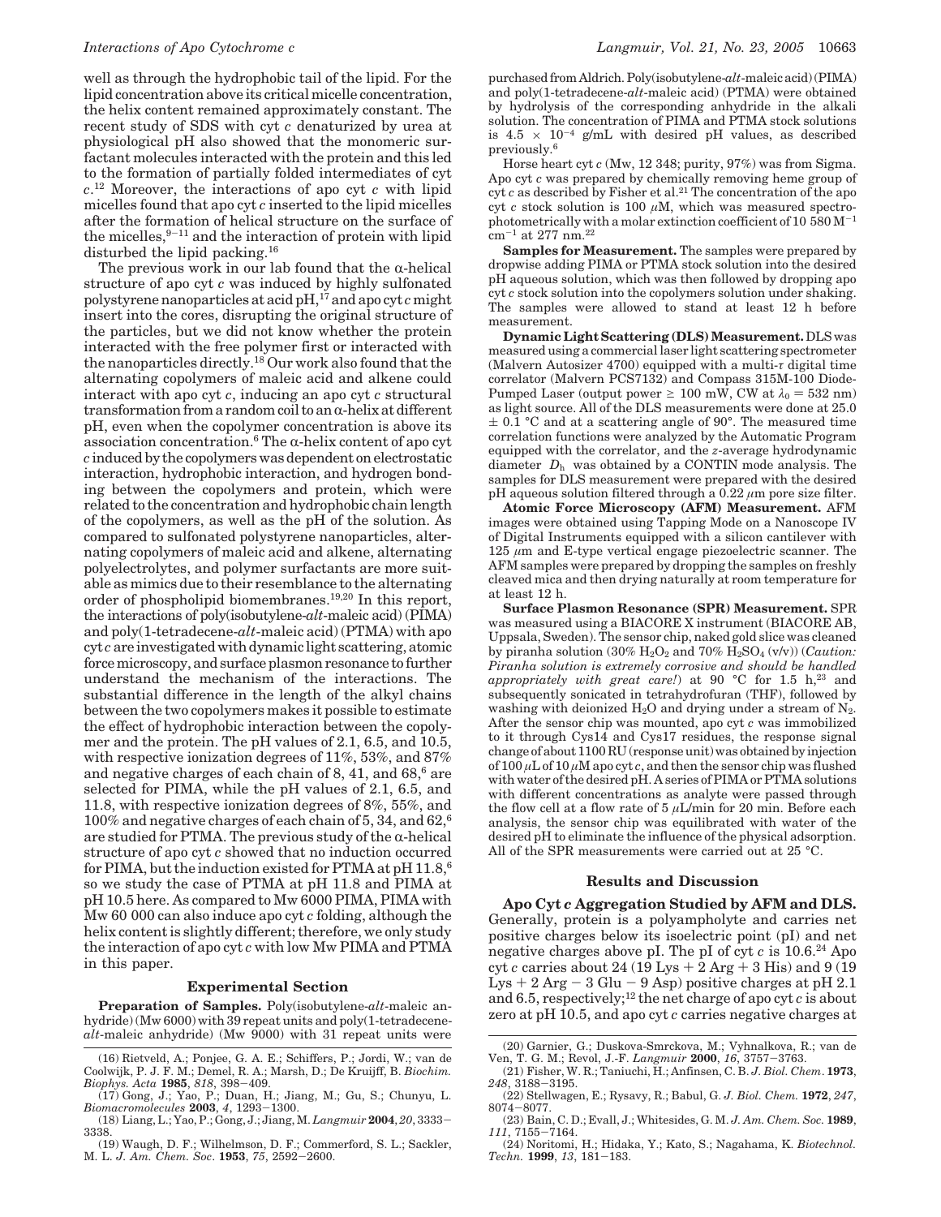well as through the hydrophobic tail of the lipid. For the lipid concentration above its critical micelle concentration, the helix content remained approximately constant. The recent study of SDS with cyt *c* denatured by urea at physiological pH also showed that the monomeric surfactant molecules interacted with the protein and this led to the formation of partially folded intermediates of cyt *c*.[12] Moreover, the interactions of apo cyt *c* with lipid micelles found that apo cyt *c* inserted to the lipid micelles after the formation of helical structure on the surface of the micelles,[9-11] and the interaction of protein with lipid disturbed the lipid packing.[16]

The previous work in our lab found that the α-helical structure of apo cyt *c* was induced by highly sulfonated polystyrene nanoparticles at acid pH,[17] and apo cyt *c* might insert into the cores, disrupting the original structure of the particles, but we did not know whether the protein interacted with the free polymer first or interacted with the nanoparticles directly.[18] Our work also found that the alternating copolymers of maleic acid and alkene could interact with apo cyt *c*, inducing an apo cyt *c* structural transformation from a random coil to an α-helix at different pH, even when the copolymer concentration is above its association concentration.[6] The α-helix content of apo cyt *c* induced by the copolymers was dependent on electrostatic interaction, hydrophobic interaction, and hydrogen bonding between the copolymers and protein, which were related to the concentration and hydrophobic chain length of the copolymers, as well as the pH of the solution. As compared to sulfonated polystyrene nanoparticles, alternating copolymers of maleic acid and alkene, alternating polyelectrolytes, and polymer surfactants are more suitable as mimics due to their resemblance to the alternating order of phospholipid biomembranes.[19,20] In this report, the interactions of poly(isobutylene-*alt*-maleic acid) (PIMA) and poly(1-tetradecene-*alt*-maleic acid) (PTMA) with apo cyt *c* are investigated with dynamic light scattering, atomic force microscopy, and surface plasmon resonance to further understand the mechanism of the interactions. The substantial difference in the length of the alkyl chains between the two copolymers makes it possible to estimate the effect of hydrophobic interaction between the copolymer and the protein. The pH values of 2.1, 6.5, and 10.5, with respective ionization degrees of 11%, 53%, and 87% and negative charges of each chain of 8, 41, and 68,[6] are selected for PIMA, while the pH values of 2.1, 6.5, and 11.8, with respective ionization degrees of 8%, 55%, and 100% and negative charges of each chain of 5, 34, and 62,[6] are studied for PTMA. The previous study of the α-helical structure of apo cyt *c* showed that no induction occurred for PIMA, but the induction existed for PTMA at pH 11.8,[6] so we study the case of PTMA at pH 11.8 and PIMA at pH 10.5 here. As compared to Mw 6000 PIMA, PIMA with Mw 60 000 can also induce apo cyt *c* folding, although the helix content is slightly different; therefore, we only study the interaction of apo cyt *c* with low Mw PIMA and PTMA in this paper.

## Experimental Section

**Preparation of Samples.** Poly(isobutylene-*alt*-maleic anhydride) (Mw 6000) with 39 repeat units and poly(1-tetradecene-*alt*-maleic anhydride) (Mw 9000) with 31 repeat units were purchased from Aldrich. Poly(isobutylene-*alt*-maleic acid) (PIMA) and poly(1-tetradecene-*alt*-maleic acid) (PTMA) were obtained by hydrolysis of the corresponding anhydride in the alkali solution. The concentration of PIMA and PTMA stock solutions is $4.5 \times 10^{-4}$ g/mL with desired pH values, as described previously.[6]

Horse heart cyt *c* (Mw, 12 348; purity, 97%) was from Sigma. Apo cyt *c* was prepared by chemically removing heme group of cyt *c* as described by Fisher et al.[21] The concentration of the apo cyt *c* stock solution is 100 μM, which was measured spectrophotometrically with a molar extinction coefficient of 10 580 $M^{-1}$ $cm^{-1}$ at 277 nm.[22]

**Samples for Measurement.** The samples were prepared by dropwise adding PIMA or PTMA stock solution into the desired pH aqueous solution, which was then followed by dropping apo cyt *c* stock solution into the copolymers solution under shaking. The samples were allowed to stand at least 12 h before measurement.

**Dynamic Light Scattering (DLS) Measurement.** DLS was measured using a commercial laser light scattering spectrometer (Malvern Autosizer 4700) equipped with a multi-τ digital time correlator (Malvern PCS7132) and Compass 315M-100 Diode-Pumped Laser (output power ≥ 100 mW, CW at $\lambda_0$ = 532 nm) as light source. All of the DLS measurements were done at 25.0 ± 0.1 °C and at a scattering angle of 90°. The measured time correlation functions were analyzed by the Automatic Program equipped with the correlator, and the *z*-average hydrodynamic diameter $D_h$ was obtained by a CONTIN mode analysis. The samples for DLS measurement were prepared with the desired pH aqueous solution filtered through a 0.22 μm pore size filter.

**Atomic Force Microscopy (AFM) Measurement.** AFM images were obtained using Tapping Mode on a Nanoscope IV of Digital Instruments equipped with a silicon cantilever with 125 μm and E-type vertical engage piezoelectric scanner. The AFM samples were prepared by dropping the samples on freshly cleaved mica and then drying naturally at room temperature for at least 12 h.

**Surface Plasmon Resonance (SPR) Measurement.** SPR was measured using a BIACORE X instrument (BIACORE AB, Uppsala, Sweden). The sensor chip, naked gold slice was cleaned by piranha solution (30% $H_2O_2$ and 70% $H_2SO_4$ (v/v)) (*Caution: Piranha solution is extremely corrosive and should be handled appropriately with great care!*) at 90 °C for 1.5 h,[23] and subsequently sonicated in tetrahydrofuran (THF), followed by washing with deionized $H_2O$ and drying under a stream of $N_2$. After the sensor chip was mounted, apo cyt *c* was immobilized to it through Cys14 and Cys17 residues, the response signal change of about 1100 RU (response unit) was obtained by injection of 100 μL of 10 μM apo cyt *c*, and then the sensor chip was flushed with water of the desired pH. A series of PIMA or PTMA solutions with different concentrations as analyte were passed through the flow cell at a flow rate of 5 μL/min for 20 min. Before each analysis, the sensor chip was equilibrated with water of the desired pH to eliminate the influence of the physical adsorption. All of the SPR measurements were carried out at 25 °C.

## Results and Discussion

**Apo Cyt *c* Aggregation Studied by AFM and DLS.** Generally, protein is a polyampholyte and carries net positive charges below its isoelectric point (pI) and net negative charges above pI. The pI of cyt *c* is 10.6.[24] Apo cyt *c* carries about 24 (19 Lys + 2 Arg + 3 His) and 9 (19 Lys + 2 Arg − 3 Glu − 9 Asp) positive charges at pH 2.1 and 6.5, respectively;[12] the net charge of apo cyt *c* is about zero at pH 10.5, and apo cyt *c* carries negative charges at

(16) Rietveld, A.; Ponjee, G. A. E.; Schiffers, P.; Jordi, W.; van de Coolwijk, P. J. F. M.; Demel, R. A.; Marsh, D.; De Kruijff, B. *Biochim. Biophys. Acta* **1985**, *818*, 398–409.

(17) Gong, J.; Yao, P.; Duan, H.; Jiang, M.; Gu, S.; Chunyu, L. *Biomacromolecules* **2003**, *4*, 1293–1300.

(18) Liang, L.; Yao, P.; Gong, J.; Jiang, M. *Langmuir* **2004**, *20*, 3333–3338.

(19) Waugh, D. F.; Wilhelmson, D. F.; Commerford, S. L.; Sackler, M. L. *J. Am. Chem. Soc.* **1953**, *75*, 2592–2600.

(20) Garnier, G.; Duskova-Smrckova, M.; Vyhnalkova, R.; van de Ven, T. G. M.; Revol, J.-F. *Langmuir* **2000**, *16*, 3757–3763.

(21) Fisher, W. R.; Taniuchi, H.; Anfinsen, C. B. *J. Biol. Chem.* **1973**, *248*, 3188–3195.

(22) Stellwagen, E.; Rysavy, R.; Babul, G. *J. Biol. Chem.* **1972**, *247*, 8074–8077.

(23) Bain, C. D.; Evall, J.; Whitesides, G. M. *J. Am. Chem. Soc.* **1989**, *111*, 7155–7164.

(24) Noritomi, H.; Hidaka, Y.; Kato, S.; Nagahama, K. *Biotechnol. Techn.* **1999**, *13*, 181–183.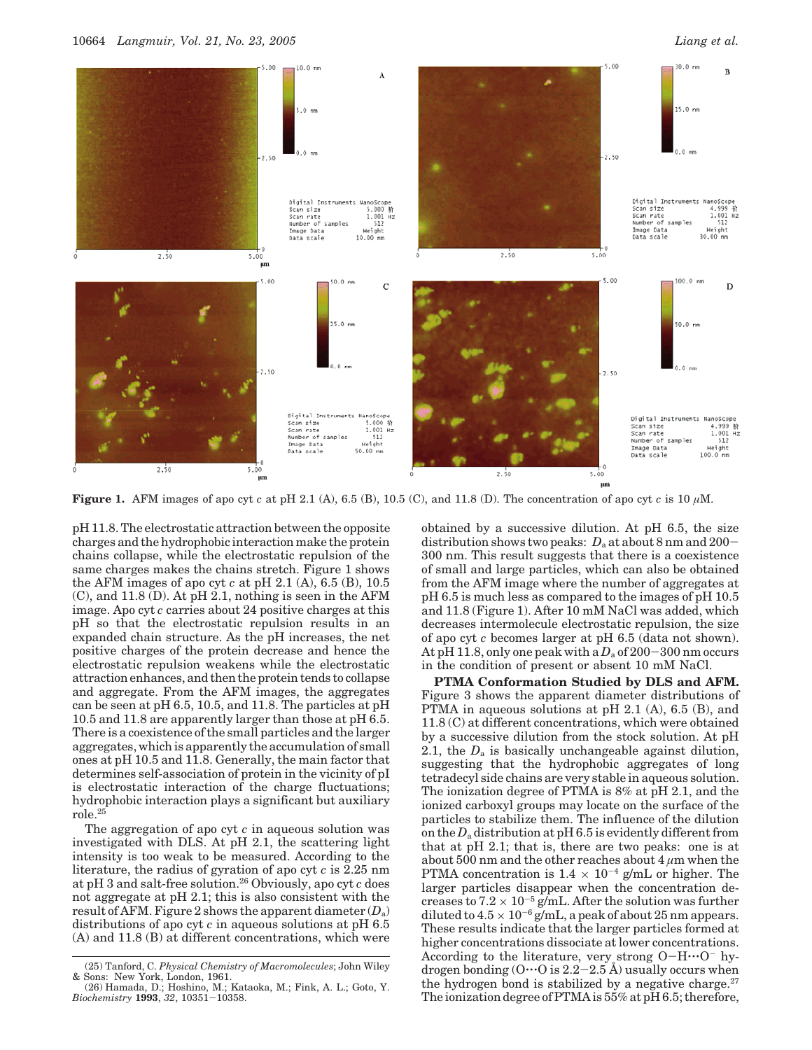Figure 1. AFM images of apo cyt *c* at pH 2.1 (A), 6.5 (B), 10.5 (C), and 11.8 (D). The concentration of apo cyt *c* is 10 $\mu$M.

pH 11.8. The electrostatic attraction between the opposite charges and the hydrophobic interaction make the protein chains collapse, while the electrostatic repulsion of the same charges makes the chains stretch. Figure 1 shows the AFM images of apo cyt *c* at pH 2.1 (A), 6.5 (B), 10.5 (C), and 11.8 (D). At pH 2.1, nothing is seen in the AFM image. Apo cyt *c* carries about 24 positive charges at this pH so that the electrostatic repulsion results in an expanded chain structure. As the pH increases, the net positive charges of the protein decrease and hence the electrostatic repulsion weakens while the electrostatic attraction enhances, and then the protein tends to collapse and aggregate. From the AFM images, the aggregates can be seen at pH 6.5, 10.5, and 11.8. The particles at pH 10.5 and 11.8 are apparently larger than those at pH 6.5. There is a coexistence of the small particles and the larger aggregates, which is apparently the accumulation of small ones at pH 10.5 and 11.8. Generally, the main factor that determines self-association of protein in the vicinity of pI is electrostatic interaction of the charge fluctuations; hydrophobic interaction plays a significant but auxiliary role.[25]

The aggregation of apo cyt *c* in aqueous solution was investigated with DLS. At pH 2.1, the scattering light intensity is too weak to be measured. According to the literature, the radius of gyration of apo cyt *c* is 2.25 nm at pH 3 and salt-free solution.[26] Obviously, apo cyt *c* does not aggregate at pH 2.1; this is also consistent with the result of AFM. Figure 2 shows the apparent diameter ($D_a$) distributions of apo cyt *c* in aqueous solutions at pH 6.5 (A) and 11.8 (B) at different concentrations, which were obtained by a successive dilution. At pH 6.5, the size distribution shows two peaks: $D_a$ at about 8 nm and 200−300 nm. This result suggests that there is a coexistence of small and large particles, which can also be obtained from the AFM image where the number of aggregates at pH 6.5 is much less as compared to the images of pH 10.5 and 11.8 (Figure 1). After 10 mM NaCl was added, which decreases intermolecule electrostatic repulsion, the size of apo cyt *c* becomes larger at pH 6.5 (data not shown). At pH 11.8, only one peak with a $D_a$ of 200−300 nm occurs in the condition of present or absent 10 mM NaCl.

**PTMA Conformation Studied by DLS and AFM.** Figure 3 shows the apparent diameter distributions of PTMA in aqueous solutions at pH 2.1 (A), 6.5 (B), and 11.8 (C) at different concentrations, which were obtained by a successive dilution from the stock solution. At pH 2.1, the $D_a$ is basically unchangeable against dilution, suggesting that the hydrophobic aggregates of long tetradecyl side chains are very stable in aqueous solution. The ionization degree of PTMA is 8% at pH 2.1, and the ionized carboxyl groups may locate on the surface of the particles to stabilize them. The influence of the dilution on the $D_a$ distribution at pH 6.5 is evidently different from that at pH 2.1; that is, there are two peaks: one is at about 500 nm and the other reaches about 4 $\mu$m when the PTMA concentration is $1.4 \times 10^{-4}$ g/mL or higher. The larger particles disappear when the concentration decreases to $7.2 \times 10^{-5}$ g/mL. After the solution was further diluted to $4.5 \times 10^{-6}$ g/mL, a peak of about 25 nm appears. These results indicate that the larger particles formed at higher concentrations dissociate at lower concentrations. According to the literature, very strong O−H···O$^-$ hydrogen bonding (O···O is 2.2−2.5 Å) usually occurs when the hydrogen bond is stabilized by a negative charge.[27] The ionization degree of PTMA is 55% at pH 6.5; therefore,

(25) Tanford, C. *Physical Chemistry of Macromolecules*; John Wiley & Sons: New York, London, 1961.

(26) Hamada, D.; Hoshino, M.; Kataoka, M.; Fink, A. L.; Goto, Y. *Biochemistry* **1993**, *32*, 10351−10358.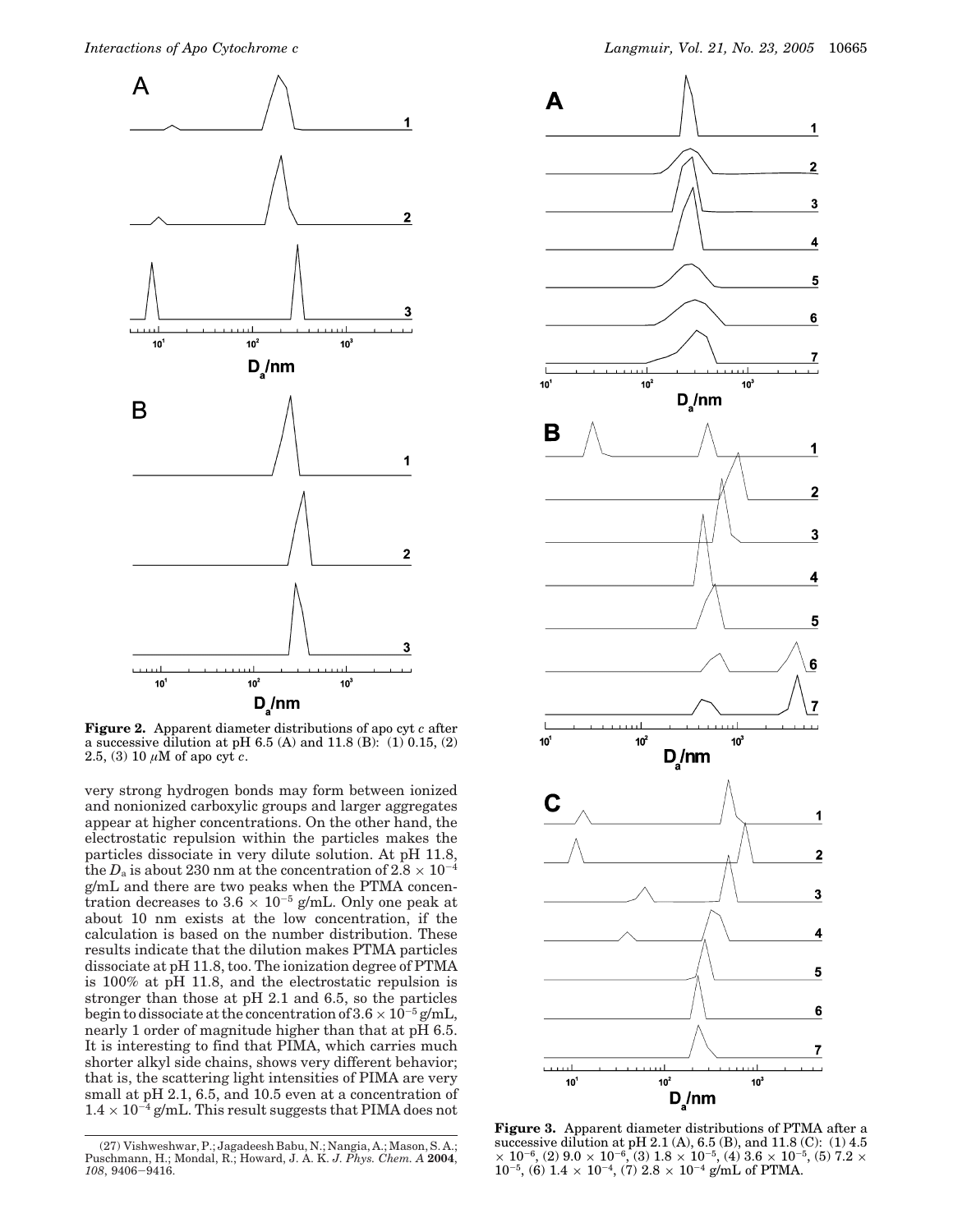**Figure 2.** Apparent diameter distributions of apo cyt *c* after a successive dilution at pH 6.5 (A) and 11.8 (B): (1) 0.15, (2) 2.5, (3) 10 $\mu$M of apo cyt *c*.

very strong hydrogen bonds may form between ionized and nonionized carboxylic groups and larger aggregates appear at higher concentrations. On the other hand, the electrostatic repulsion within the particles makes the particles dissociate in very dilute solution. At pH 11.8, the $D_a$ is about 230 nm at the concentration of $2.8 \times 10^{-4}$ g/mL and there are two peaks when the PTMA concentration decreases to $3.6 \times 10^{-5}$ g/mL. Only one peak at about 10 nm exists at the low concentration, if the calculation is based on the number distribution. These results indicate that the dilution makes PTMA particles dissociate at pH 11.8, too. The ionization degree of PTMA is 100% at pH 11.8, and the electrostatic repulsion is stronger than those at pH 2.1 and 6.5, so the particles begin to dissociate at the concentration of $3.6 \times 10^{-5}$ g/mL, nearly 1 order of magnitude higher than that at pH 6.5. It is interesting to find that PIMA, which carries much shorter alkyl side chains, shows very different behavior; that is, the scattering light intensities of PIMA are very small at pH 2.1, 6.5, and 10.5 even at a concentration of $1.4 \times 10^{-4}$ g/mL. This result suggests that PIMA does not

(27) Vishweshwar, P.; Jagadeesh Babu, N.; Nangia, A.; Mason, S. A.; Puschmann, H.; Mondal, R.; Howard, J. A. K. *J. Phys. Chem. A* **2004**, *108*, 9406–9416.

**Figure 3.** Apparent diameter distributions of PTMA after a successive dilution at pH 2.1 (A), 6.5 (B), and 11.8 (C): (1) 4.5 $\times 10^{-6}$, (2) $9.0 \times 10^{-6}$, (3) $1.8 \times 10^{-5}$, (4) $3.6 \times 10^{-5}$, (5) $7.2 \times 10^{-5}$, (6) $1.4 \times 10^{-4}$, (7) $2.8 \times 10^{-4}$ g/mL of PTMA.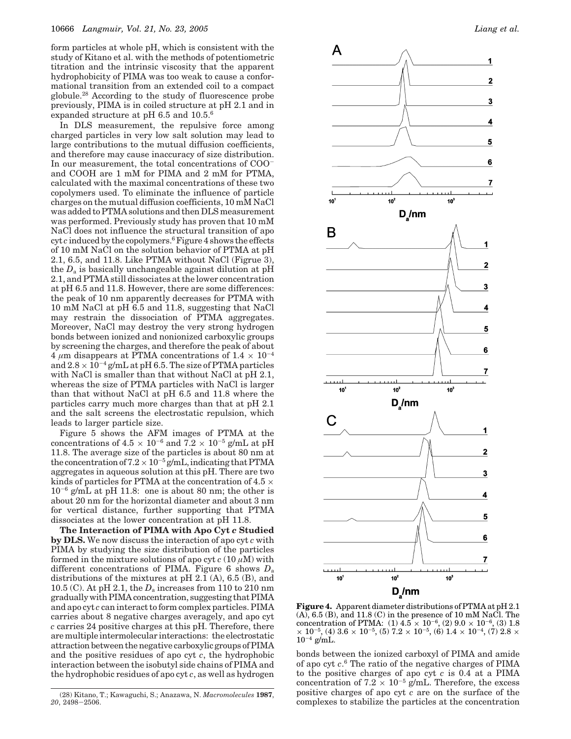form particles at whole pH, which is consistent with the study of Kitano et al. with the methods of potentiometric titration and the intrinsic viscosity that the apparent hydrophobicity of PIMA was too weak to cause a conformational transition from an extended coil to a compact globule.[28] According to the study of fluorescence probe previously, PIMA is in coiled structure at pH 2.1 and in expanded structure at pH 6.5 and 10.5.[6]

In DLS measurement, the repulsive force among charged particles in very low salt solution may lead to large contributions to the mutual diffusion coefficients, and therefore may cause inaccuracy of size distribution. In our measurement, the total concentrations of $COO^-$ and COOH are 1 mM for PIMA and 2 mM for PTMA, calculated with the maximal concentrations of these two copolymers used. To eliminate the influence of particle charges on the mutual diffusion coefficients, 10 mM NaCl was added to PTMA solutions and then DLS measurement was performed. Previously study has proven that 10 mM NaCl does not influence the structural transition of apo cyt *c* induced by the copolymers.[6] Figure 4 shows the effects of 10 mM NaCl on the solution behavior of PTMA at pH 2.1, 6.5, and 11.8. Like PTMA without NaCl (Figrue 3), the $D_a$ is basically unchangeable against dilution at pH 2.1, and PTMA still dissociates at the lower concentration at pH 6.5 and 11.8. However, there are some differences: the peak of 10 nm apparently decreases for PTMA with 10 mM NaCl at pH 6.5 and 11.8, suggesting that NaCl may restrain the dissociation of PTMA aggregates. Moreover, NaCl may destroy the very strong hydrogen bonds between ionized and nonionized carboxylic groups by screening the charges, and therefore the peak of about 4 $\mu$m disappears at PTMA concentrations of $1.4 \times 10^{-4}$ and $2.8 \times 10^{-4}$ g/mL at pH 6.5. The size of PTMA particles with NaCl is smaller than that without NaCl at pH 2.1, whereas the size of PTMA particles with NaCl is larger than that without NaCl at pH 6.5 and 11.8 where the particles carry much more charges than that at pH 2.1 and the salt screens the electrostatic repulsion, which leads to larger particle size.

Figure 5 shows the AFM images of PTMA at the concentrations of $4.5 \times 10^{-6}$ and $7.2 \times 10^{-5}$ g/mL at pH 11.8. The average size of the particles is about 80 nm at the concentration of $7.2 \times 10^{-5}$ g/mL, indicating that PTMA aggregates in aqueous solution at this pH. There are two kinds of particles for PTMA at the concentration of $4.5 \times 10^{-6}$ g/mL at pH 11.8: one is about 80 nm; the other is about 20 nm for the horizontal diameter and about 3 nm for vertical distance, further supporting that PTMA dissociates at the lower concentration at pH 11.8.

**The Interaction of PIMA with Apo Cyt *c* Studied by DLS.** We now discuss the interaction of apo cyt *c* with PIMA by studying the size distribution of the particles formed in the mixture solutions of apo cyt *c* (10 $\mu$M) with different concentrations of PIMA. Figure 6 shows $D_a$ distributions of the mixtures at pH 2.1 (A), 6.5 (B), and 10.5 (C). At pH 2.1, the $D_a$ increases from 110 to 210 nm gradually with PIMA concentration, suggesting that PIMA and apo cyt *c* can interact to form complex particles. PIMA carries about 8 negative charges averagely, and apo cyt *c* carries 24 positive charges at this pH. Therefore, there are multiple intermolecular interactions: the electrostatic attraction between the negative carboxylic groups of PIMA and the positive residues of apo cyt *c*, the hydrophobic interaction between the isobutyl side chains of PIMA and the hydrophobic residues of apo cyt *c*, as well as hydrogen bonds between the ionized carboxyl of PIMA and amide of apo cyt *c*.[6] The ratio of the negative charges of PIMA to the positive charges of apo cyt *c* is 0.4 at a PIMA concentration of $7.2 \times 10^{-5}$ g/mL. Therefore, the excess positive charges of apo cyt *c* are on the surface of the complexes to stabilize the particles at the concentration

**Figure 4.** Apparent diameter distributions of PTMA at pH 2.1 (A), 6.5 (B), and 11.8 (C) in the presence of 10 mM NaCl. The concentration of PTMA: (1) $4.5 \times 10^{-6}$, (2) $9.0 \times 10^{-6}$, (3) $1.8 \times 10^{-5}$, (4) $3.6 \times 10^{-5}$, (5) $7.2 \times 10^{-5}$, (6) $1.4 \times 10^{-4}$, (7) $2.8 \times 10^{-4}$ g/mL.

(28) Kitano, T.; Kawaguchi, S.; Anazawa, N. *Macromolecules* **1987**, *20*, 2498–2506.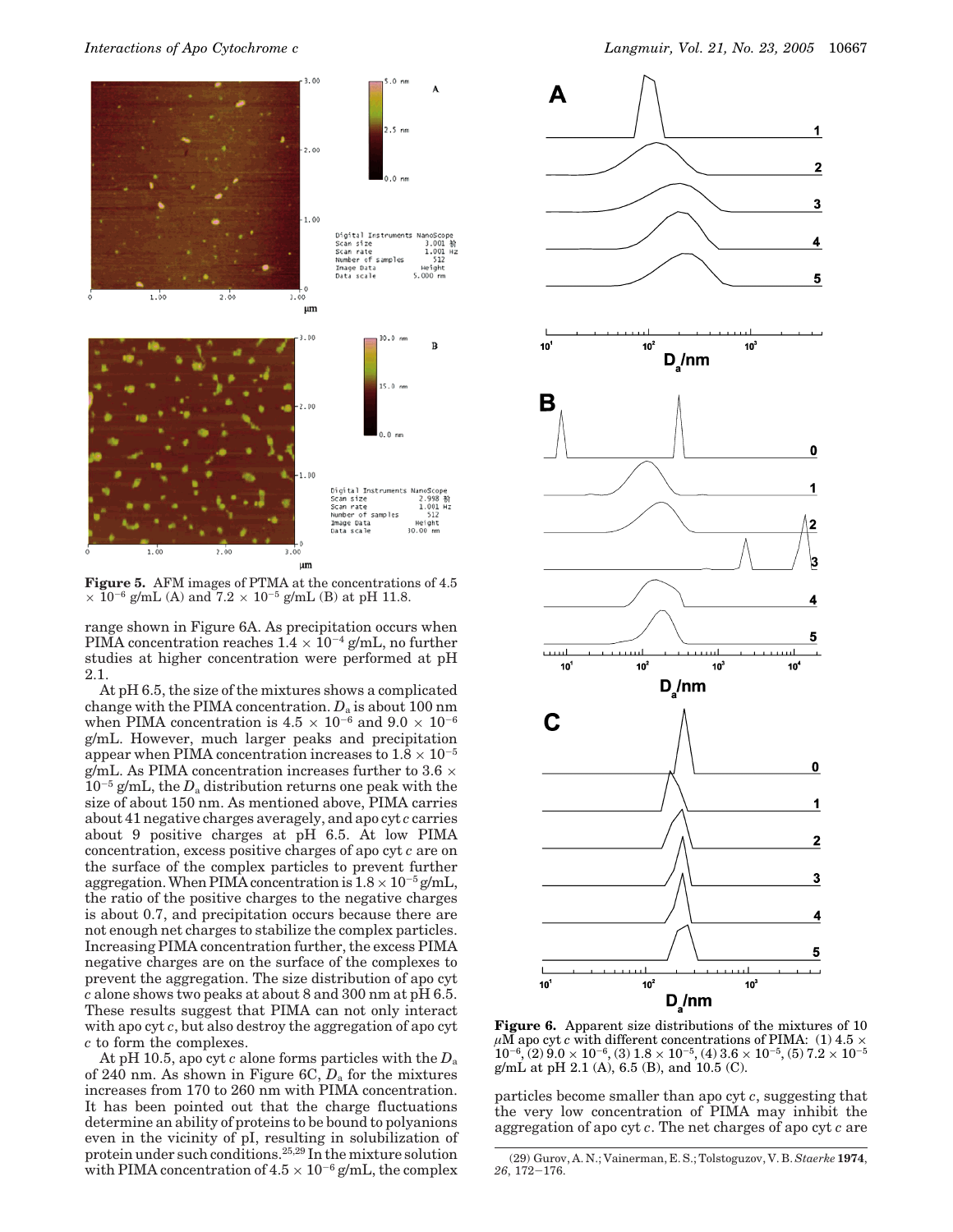Figure 5. AFM images of PTMA at the concentrations of $4.5 \times 10^{-6}$ g/mL (A) and $7.2 \times 10^{-5}$ g/mL (B) at pH 11.8.

range shown in Figure 6A. As precipitation occurs when PIMA concentration reaches $1.4 \times 10^{-4}$ g/mL, no further studies at higher concentration were performed at pH 2.1.

At pH 6.5, the size of the mixtures shows a complicated change with the PIMA concentration. $D_a$ is about 100 nm when PIMA concentration is $4.5 \times 10^{-6}$ and $9.0 \times 10^{-6}$ g/mL. However, much larger peaks and precipitation appear when PIMA concentration increases to $1.8 \times 10^{-5}$ g/mL. As PIMA concentration increases further to $3.6 \times 10^{-5}$ g/mL, the $D_a$ distribution returns one peak with the size of about 150 nm. As mentioned above, PIMA carries about 41 negative charges averagely, and apo cyt *c* carries about 9 positive charges at pH 6.5. At low PIMA concentration, excess positive charges of apo cyt *c* are on the surface of the complex particles to prevent further aggregation. When PIMA concentration is $1.8 \times 10^{-5}$ g/mL, the ratio of the positive charges to the negative charges is about 0.7, and precipitation occurs because there are not enough net charges to stabilize the complex particles. Increasing PIMA concentration further, the excess PIMA negative charges are on the surface of the complexes to prevent the aggregation. The size distribution of apo cyt *c* alone shows two peaks at about 8 and 300 nm at pH 6.5. These results suggest that PIMA can not only interact with apo cyt *c*, but also destroy the aggregation of apo cyt *c* to form the complexes.

At pH 10.5, apo cyt *c* alone forms particles with the $D_a$ of 240 nm. As shown in Figure 6C, $D_a$ for the mixtures increases from 170 to 260 nm with PIMA concentration. It has been pointed out that the charge fluctuations determine an ability of proteins to be bound to polyanions even in the vicinity of pI, resulting in solubilization of protein under such conditions.[25,29] In the mixture solution with PIMA concentration of $4.5 \times 10^{-6}$ g/mL, the complex particles become smaller than apo cyt *c*, suggesting that the very low concentration of PIMA may inhibit the aggregation of apo cyt *c*. The net charges of apo cyt *c* are

Figure 6. Apparent size distributions of the mixtures of 10 $\mu$M apo cyt *c* with different concentrations of PIMA: (1) $4.5 \times 10^{-6}$, (2) $9.0 \times 10^{-6}$, (3) $1.8 \times 10^{-5}$, (4) $3.6 \times 10^{-5}$, (5) $7.2 \times 10^{-5}$ g/mL at pH 2.1 (A), 6.5 (B), and 10.5 (C).

(29) Gurov, A. N.; Vainerman, E. S.; Tolstoguzov, V. B. *Staerke* **1974**, *26*, 172–176.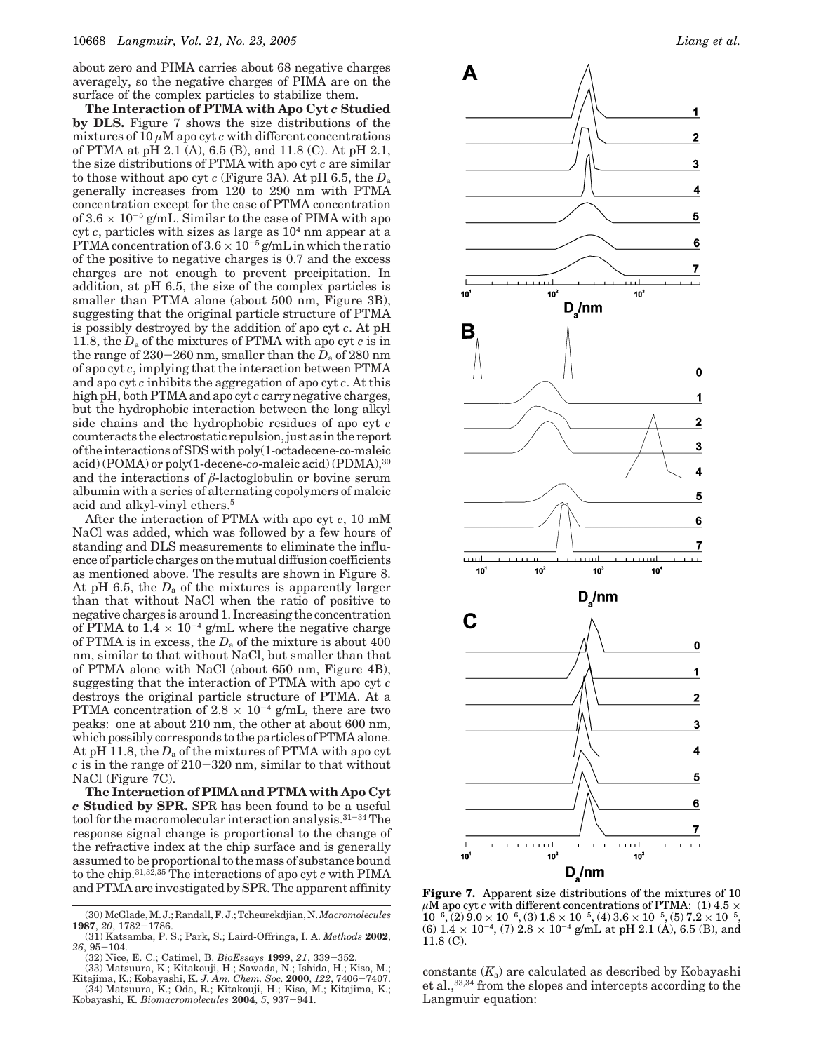about zero and PIMA carries about 68 negative charges averagely, so the negative charges of PIMA are on the surface of the complex particles to stabilize them.

**The Interaction of PTMA with Apo Cyt *c* Studied by DLS.** Figure 7 shows the size distributions of the mixtures of 10 $\mu$M apo cyt *c* with different concentrations of PTMA at pH 2.1 (A), 6.5 (B), and 11.8 (C). At pH 2.1, the size distributions of PTMA with apo cyt *c* are similar to those without apo cyt *c* (Figure 3A). At pH 6.5, the $D_a$ generally increases from 120 to 290 nm with PTMA concentration except for the case of PTMA concentration of $3.6 \times 10^{-5}$ g/mL. Similar to the case of PIMA with apo cyt *c*, particles with sizes as large as $10^4$ nm appear at a PTMA concentration of $3.6 \times 10^{-5}$ g/mL in which the ratio of the positive to negative charges is 0.7 and the excess charges are not enough to prevent precipitation. In addition, at pH 6.5, the size of the complex particles is smaller than PTMA alone (about 500 nm, Figure 3B), suggesting that the original particle structure of PTMA is possibly destroyed by the addition of apo cyt *c*. At pH 11.8, the $D_a$ of the mixtures of PTMA with apo cyt *c* is in the range of 230–260 nm, smaller than the $D_a$ of 280 nm of apo cyt *c*, implying that the interaction between PTMA and apo cyt *c* inhibits the aggregation of apo cyt *c*. At this high pH, both PTMA and apo cyt *c* carry negative charges, but the hydrophobic interaction between the long alkyl side chains and the hydrophobic residues of apo cyt *c* counteracts the electrostatic repulsion, just as in the report of the interactions of SDS with poly(1-octadecene-co-maleic acid) (POMA) or poly(1-decene-*co*-maleic acid) (PDMA),[30] and the interactions of $\beta$-lactoglobulin or bovine serum albumin with a series of alternating copolymers of maleic acid and alkyl-vinyl ethers.[5]

After the interaction of PTMA with apo cyt *c*, 10 mM NaCl was added, which was followed by a few hours of standing and DLS measurements to eliminate the influence of particle charges on the mutual diffusion coefficients as mentioned above. The results are shown in Figure 8. At pH 6.5, the $D_a$ of the mixtures is apparently larger than that without NaCl when the ratio of positive to negative charges is around 1. Increasing the concentration of PTMA to $1.4 \times 10^{-4}$ g/mL where the negative charge of PTMA is in excess, the $D_a$ of the mixture is about 400 nm, similar to that without NaCl, but smaller than that of PTMA alone with NaCl (about 650 nm, Figure 4B), suggesting that the interaction of PTMA with apo cyt *c* destroys the original particle structure of PTMA. At a PTMA concentration of $2.8 \times 10^{-4}$ g/mL, there are two peaks: one at about 210 nm, the other at about 600 nm, which possibly corresponds to the particles of PTMA alone. At pH 11.8, the $D_a$ of the mixtures of PTMA with apo cyt *c* is in the range of 210–320 nm, similar to that without NaCl (Figure 7C).

**The Interaction of PIMA and PTMA with Apo Cyt *c* Studied by SPR.** SPR has been found to be a useful tool for the macromolecular interaction analysis.[31–34] The response signal change is proportional to the change of the refractive index at the chip surface and is generally assumed to be proportional to the mass of substance bound to the chip.[31,32,35] The interactions of apo cyt *c* with PIMA and PTMA are investigated by SPR. The apparent affinity constants ($K_a$) are calculated as described by Kobayashi et al.,[33,34] from the slopes and intercepts according to the Langmuir equation:

**Figure 7.** Apparent size distributions of the mixtures of 10 $\mu$M apo cyt *c* with different concentrations of PTMA: (1) $4.5 \times 10^{-6}$, (2) $9.0 \times 10^{-6}$, (3) $1.8 \times 10^{-5}$, (4) $3.6 \times 10^{-5}$, (5) $7.2 \times 10^{-5}$, (6) $1.4 \times 10^{-4}$, (7) $2.8 \times 10^{-4}$ g/mL at pH 2.1 (A), 6.5 (B), and 11.8 (C).

(30) McGlade, M. J.; Randall, F. J.; Tcheurekdjian, N. *Macromolecules* **1987**, *20*, 1782–1786.

(31) Katsamba, P. S.; Park, S.; Laird-Offringa, I. A. *Methods* **2002**, *26*, 95–104.

(32) Nice, E. C.; Catimel, B. *BioEssays* **1999**, *21*, 339–352.

(33) Matsuura, K.; Kitakouji, H.; Sawada, N.; Ishida, H.; Kiso, M.; Kitajima, K.; Kobayashi, K. *J. Am. Chem. Soc.* **2000**, *122*, 7406–7407.

(34) Matsuura, K.; Oda, R.; Kitakouji, H.; Kiso, M.; Kitajima, K.; Kobayashi, K. *Biomacromolecules* **2004**, *5*, 937–941.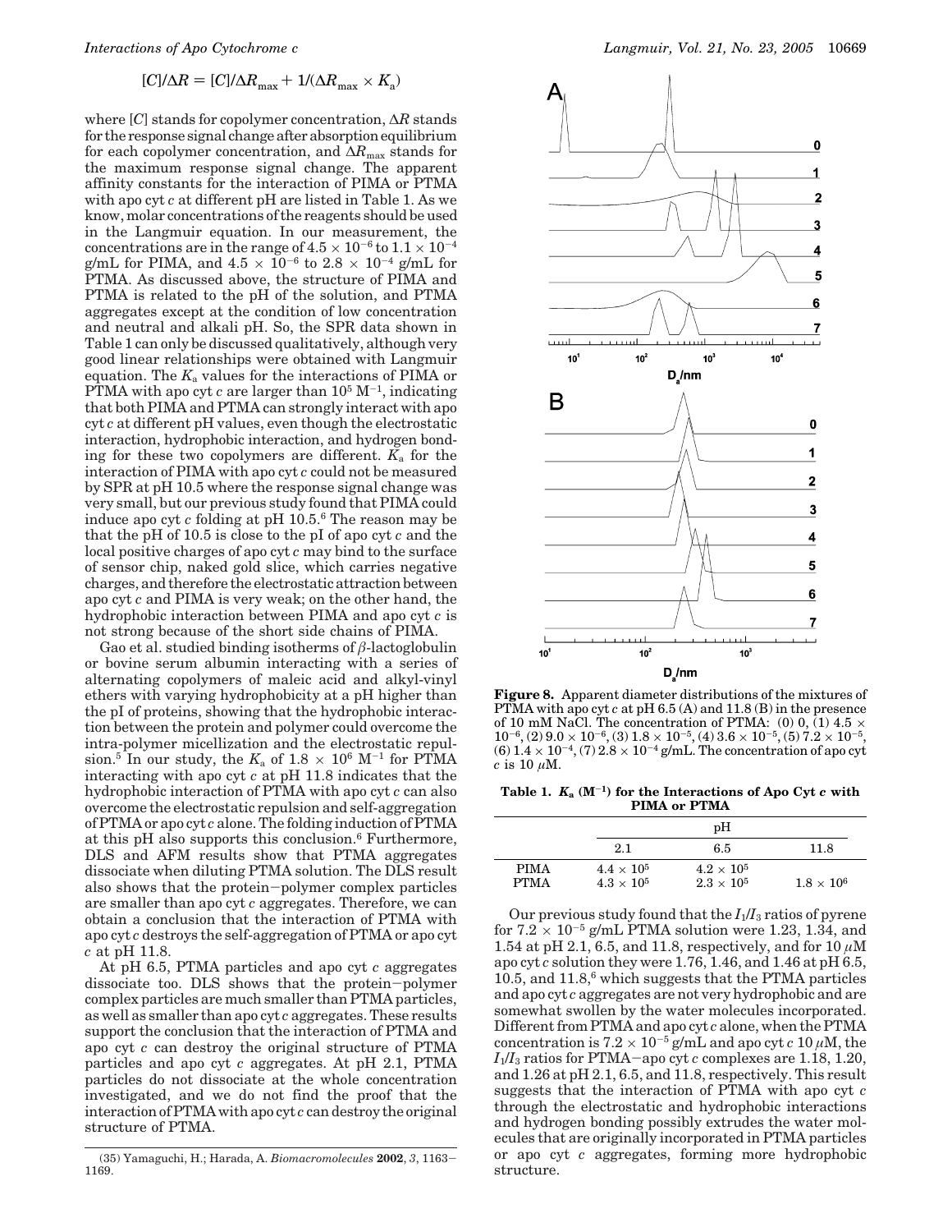$$[C]/\Delta R = [C]/\Delta R_{max} + 1/(\Delta R_{max} \times K_a)$$

where $[C]$ stands for copolymer concentration, $\Delta R$ stands for the response signal change after absorption equilibrium for each copolymer concentration, and $\Delta R_{max}$ stands for the maximum response signal change. The apparent affinity constants for the interaction of PIMA or PTMA with apo cyt *c* at different pH are listed in Table 1. As we know, molar concentrations of the reagents should be used in the Langmuir equation. In our measurement, the concentrations are in the range of $4.5 \times 10^{-6}$ to $1.1 \times 10^{-4}$ g/mL for PIMA, and $4.5 \times 10^{-6}$ to $2.8 \times 10^{-4}$ g/mL for PTMA. As discussed above, the structure of PIMA and PTMA is related to the pH of the solution, and PTMA aggregates except at the condition of low concentration and neutral and alkali pH. So, the SPR data shown in Table 1 can only be discussed qualitatively, although very good linear relationships were obtained with Langmuir equation. The $K_a$ values for the interactions of PIMA or PTMA with apo cyt *c* are larger than $10^5$ $M^{-1}$, indicating that both PIMA and PTMA can strongly interact with apo cyt *c* at different pH values, even though the electrostatic interaction, hydrophobic interaction, and hydrogen bonding for these two copolymers are different. $K_a$ for the interaction of PIMA with apo cyt *c* could not be measured by SPR at pH 10.5 where the response signal change was very small, but our previous study found that PIMA could induce apo cyt *c* folding at pH 10.5.[6] The reason may be that the pH of 10.5 is close to the pI of apo cyt *c* and the local positive charges of apo cyt *c* may bind to the surface of sensor chip, naked gold slice, which carries negative charges, and therefore the electrostatic attraction between apo cyt *c* and PIMA is very weak; on the other hand, the hydrophobic interaction between PIMA and apo cyt *c* is not strong because of the short side chains of PIMA.

Gao et al. studied binding isotherms of $\beta$-lactoglobulin or bovine serum albumin interacting with a series of alternating copolymers of maleic acid and alkyl-vinyl ethers with varying hydrophobicity at a pH higher than the pI of proteins, showing that the hydrophobic interaction between the protein and polymer could overcome the intra-polymer micellization and the electrostatic repulsion.[5] In our study, the $K_a$ of $1.8 \times 10^6$ $M^{-1}$ for PTMA interacting with apo cyt *c* at pH 11.8 indicates that the hydrophobic interaction of PTMA with apo cyt *c* can also overcome the electrostatic repulsion and self-aggregation of PTMA or apo cyt *c* alone. The folding induction of PTMA at this pH also supports this conclusion.[6] Furthermore, DLS and AFM results show that PTMA aggregates dissociate when diluting PTMA solution. The DLS result also shows that the protein–polymer complex particles are smaller than apo cyt *c* aggregates. Therefore, we can obtain a conclusion that the interaction of PTMA with apo cyt *c* destroys the self-aggregation of PTMA or apo cyt *c* at pH 11.8.

At pH 6.5, PTMA particles and apo cyt *c* aggregates dissociate too. DLS shows that the protein–polymer complex particles are much smaller than PTMA particles, as well as smaller than apo cyt *c* aggregates. These results support the conclusion that the interaction of PTMA and apo cyt *c* can destroy the original structure of PTMA particles and apo cyt *c* aggregates. At pH 2.1, PTMA particles do not dissociate at the whole concentration investigated, and we do not find the proof that the interaction of PTMA with apo cyt *c* can destroy the original structure of PTMA.

**Figure 8.** Apparent diameter distributions of the mixtures of PTMA with apo cyt *c* at pH 6.5 (A) and 11.8 (B) in the presence of 10 mM NaCl. The concentration of PTMA: (0) 0, (1) $4.5 \times 10^{-6}$, (2) $9.0 \times 10^{-6}$, (3) $1.8 \times 10^{-5}$, (4) $3.6 \times 10^{-5}$, (5) $7.2 \times 10^{-5}$, (6) $1.4 \times 10^{-4}$, (7) $2.8 \times 10^{-4}$ g/mL. The concentration of apo cyt *c* is 10 $\mu$M.

**Table 1. $K_a$ ($M^{-1}$) for the Interactions of Apo Cyt *c* with PIMA or PTMA**

| | pH | | |
|---|---|---|---|
| | 2.1 | 6.5 | 11.8 |
| PIMA | $4.4 \times 10^5$ | $4.2 \times 10^5$ | |
| PTMA | $4.3 \times 10^5$ | $2.3 \times 10^5$ | $1.8 \times 10^6$ |

Our previous study found that the $I_1/I_3$ ratios of pyrene for $7.2 \times 10^{-5}$ g/mL PTMA solution were 1.23, 1.34, and 1.54 at pH 2.1, 6.5, and 11.8, respectively, and for 10 $\mu$M apo cyt *c* solution they were 1.76, 1.46, and 1.46 at pH 6.5, 10.5, and 11.8,[6] which suggests that the PTMA particles and apo cyt *c* aggregates are not very hydrophobic and are somewhat swollen by the water molecules incorporated. Different from PTMA and apo cyt *c* alone, when the PTMA concentration is $7.2 \times 10^{-5}$ g/mL and apo cyt *c* 10 $\mu$M, the $I_1/I_3$ ratios for PTMA–apo cyt *c* complexes are 1.18, 1.20, and 1.26 at pH 2.1, 6.5, and 11.8, respectively. This result suggests that the interaction of PTMA with apo cyt *c* through the electrostatic and hydrophobic interactions and hydrogen bonding possibly extrudes the water molecules that are originally incorporated in PTMA particles or apo cyt *c* aggregates, forming more hydrophobic structure.

(35) Yamaguchi, H.; Harada, A. *Biomacromolecules* **2002**, *3*, 1163–1169.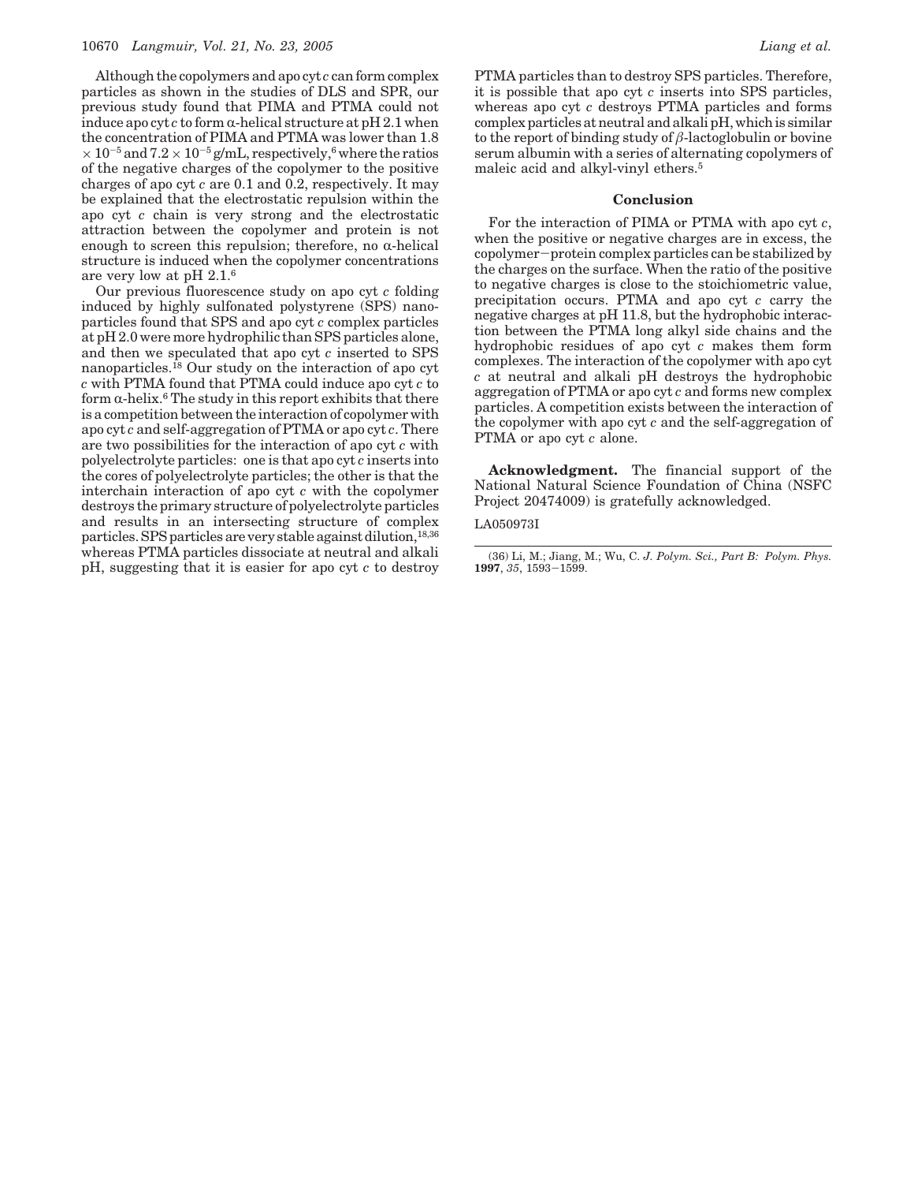Although the copolymers and apo cyt *c* can form complex particles as shown in the studies of DLS and SPR, our previous study found that PIMA and PTMA could not induce apo cyt *c* to form α-helical structure at pH 2.1 when the concentration of PIMA and PTMA was lower than $1.8 \times 10^{-5}$ and $7.2 \times 10^{-5}$ g/mL, respectively,[6] where the ratios of the negative charges of the copolymer to the positive charges of apo cyt *c* are 0.1 and 0.2, respectively. It may be explained that the electrostatic repulsion within the apo cyt *c* chain is very strong and the electrostatic attraction between the copolymer and protein is not enough to screen this repulsion; therefore, no α-helical structure is induced when the copolymer concentrations are very low at pH 2.1.[6]

Our previous fluorescence study on apo cyt *c* folding induced by highly sulfonated polystyrene (SPS) nanoparticles found that SPS and apo cyt *c* complex particles at pH 2.0 were more hydrophilic than SPS particles alone, and then we speculated that apo cyt *c* inserted to SPS nanoparticles.[18] Our study on the interaction of apo cyt *c* with PTMA found that PTMA could induce apo cyt *c* to form α-helix.[6] The study in this report exhibits that there is a competition between the interaction of copolymer with apo cyt *c* and self-aggregation of PTMA or apo cyt *c*. There are two possibilities for the interaction of apo cyt *c* with polyelectrolyte particles: one is that apo cyt *c* inserts into the cores of polyelectrolyte particles; the other is that the interchain interaction of apo cyt *c* with the copolymer destroys the primary structure of polyelectrolyte particles and results in an intersecting structure of complex particles. SPS particles are very stable against dilution,[18,36] whereas PTMA particles dissociate at neutral and alkali pH, suggesting that it is easier for apo cyt *c* to destroy PTMA particles than to destroy SPS particles. Therefore, it is possible that apo cyt *c* inserts into SPS particles, whereas apo cyt *c* destroys PTMA particles and forms complex particles at neutral and alkali pH, which is similar to the report of binding study of β-lactoglobulin or bovine serum albumin with a series of alternating copolymers of maleic acid and alkyl-vinyl ethers.[5]

## Conclusion

For the interaction of PIMA or PTMA with apo cyt *c*, when the positive or negative charges are in excess, the copolymer−protein complex particles can be stabilized by the charges on the surface. When the ratio of the positive to negative charges is close to the stoichiometric value, precipitation occurs. PTMA and apo cyt *c* carry the negative charges at pH 11.8, but the hydrophobic interaction between the PTMA long alkyl side chains and the hydrophobic residues of apo cyt *c* makes them form complexes. The interaction of the copolymer with apo cyt *c* at neutral and alkali pH destroys the hydrophobic aggregation of PTMA or apo cyt *c* and forms new complex particles. A competition exists between the interaction of the copolymer with apo cyt *c* and the self-aggregation of PTMA or apo cyt *c* alone.

**Acknowledgment.** The financial support of the National Natural Science Foundation of China (NSFC Project 20474009) is gratefully acknowledged.

LA050973I

(36) Li, M.; Jiang, M.; Wu, C. *J. Polym. Sci., Part B: Polym. Phys.* **1997**, *35*, 1593−1599.